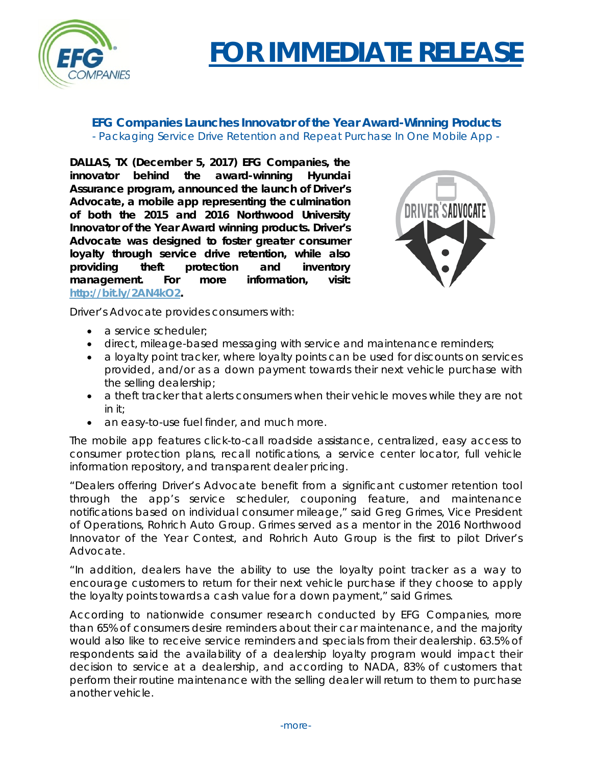# FOR IMMEDIATE RELEASE

## EFG Companies Launches Innovator of the Year Award-Winning Products

*- Packaging Service Drive Retention and Repeat Purchase In One Mobile App -*

**DALLAS, TX (December 5, 2017) EFG Companies, the innovator behind the award-winning Hyundai Assurance program, announced the launch of Driver's Advocate, a mobile app representing the culmination of both the 2015 and 2016 Northwood University Innovator of the Year Award winning products. Driver's Advocate was designed to foster greater consumer loyalty through service drive retention, while also providing theft protection and inventory management. For more information, visit: [http://bit.ly/2AN4kO2](http://bit.ly/2AN4kO2).**

Driver's Advocate provides consumers with:

- a service scheduler;
- direct, mileage-based messaging with service and maintenance reminders;
- a loyalty point tracker, where loyalty points can be used for discounts on services provided, and/or as a down payment towards their next vehicle purchase with the selling dealership;
- a theft tracker that alerts consumers when their vehicle moves while they are not in it;
- an easy-to-use fuel finder, and much more.

The mobile app features click-to-call roadside assistance, centralized, easy access to consumer protection plans, recall notifications, a service center locator, full vehicle information repository, and transparent dealer pricing.

"Dealers offering Driver's Advocate benefit from a significant customer retention tool through the app's service scheduler, couponing feature, and maintenance notifications based on individual consumer mileage," said Greg Grimes, Vice President of Operations, Rohrich Auto Group. Grimes served as a mentor in the 2016 Northwood Innovator of the Year Contest, and Rohrich Auto Group is the first to pilot Driver's Advocate.

"In addition, dealers have the ability to use the loyalty point tracker as a way to encourage customers to return for their next vehicle purchase if they choose to apply the loyalty points towards a cash value for a down payment," said Grimes.

According to nationwide consumer research conducted by EFG Companies, more than 65% of consumers desire reminders about their car maintenance, and the majority would also like to receive service reminders and specials from their dealership. 63.5% of respondents said the availability of a dealership loyalty program would impact their decision to service at a dealership, and according to NADA, 83% of customers that perform their routine maintenance with the selling dealer will return to them to purchase another vehicle.

-more-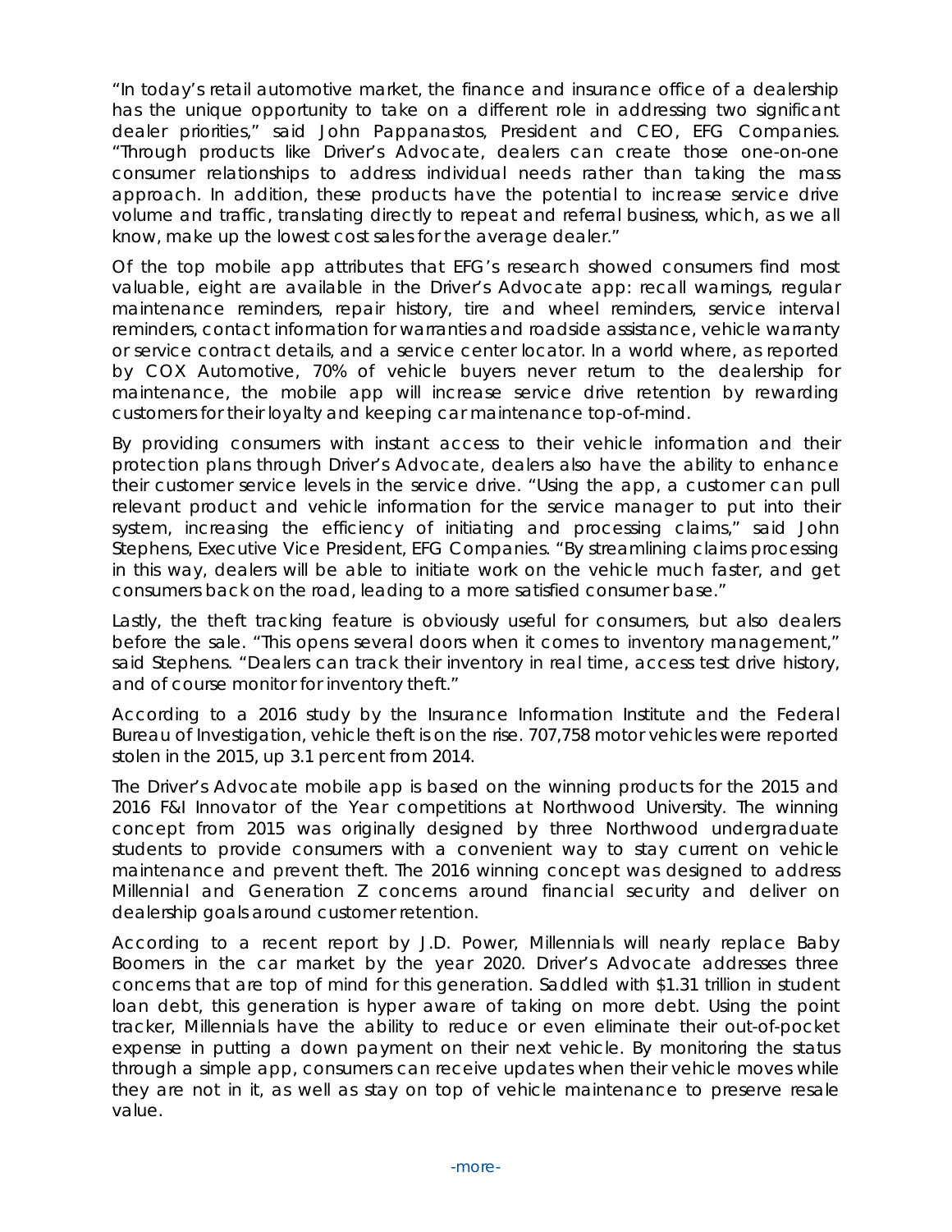"In today's retail automotive market, the finance and insurance office of a dealership has the unique opportunity to take on a different role in addressing two significant dealer priorities," said John Pappanastos, President and CEO, EFG Companies. "Through products like Driver's Advocate, dealers can create those one-on-one consumer relationships to address individual needs rather than taking the mass approach. In addition, these products have the potential to increase service drive volume and traffic, translating directly to repeat and referral business, which, as we all know, make up the lowest cost sales for the average dealer."

Of the top mobile app attributes that EFG's research showed consumers find most valuable, eight are available in the Driver's Advocate app: recall warnings, regular maintenance reminders, repair history, tire and wheel reminders, service interval reminders, contact information for warranties and roadside assistance, vehicle warranty or service contract details, and a service center locator. In a world where, as reported by COX Automotive, 70% of vehicle buyers never return to the dealership for maintenance, the mobile app will increase service drive retention by rewarding customers for their loyalty and keeping car maintenance top-of-mind.

By providing consumers with instant access to their vehicle information and their protection plans through Driver's Advocate, dealers also have the ability to enhance their customer service levels in the service drive. "Using the app, a customer can pull relevant product and vehicle information for the service manager to put into their system, increasing the efficiency of initiating and processing claims," said John Stephens, Executive Vice President, EFG Companies. "By streamlining claims processing in this way, dealers will be able to initiate work on the vehicle much faster, and get consumers back on the road, leading to a more satisfied consumer base."

Lastly, the theft tracking feature is obviously useful for consumers, but also dealers before the sale. "This opens several doors when it comes to inventory management," said Stephens. "Dealers can track their inventory in real time, access test drive history, and of course monitor for inventory theft."

According to a 2016 study by the Insurance Information Institute and the Federal Bureau of Investigation, vehicle theft is on the rise. 707,758 motor vehicles were reported stolen in the 2015, up 3.1 percent from 2014.

The Driver's Advocate mobile app is based on the winning products for the 2015 and 2016 F&I Innovator of the Year competitions at Northwood University. The winning concept from 2015 was originally designed by three Northwood undergraduate students to provide consumers with a convenient way to stay current on vehicle maintenance and prevent theft. The 2016 winning concept was designed to address Millennial and Generation Z concerns around financial security and deliver on dealership goals around customer retention.

According to a recent report by J.D. Power, Millennials will nearly replace Baby Boomers in the car market by the year 2020. Driver's Advocate addresses three concerns that are top of mind for this generation. Saddled with $1.31 trillion in student loan debt, this generation is hyper aware of taking on more debt. Using the point tracker, Millennials have the ability to reduce or even eliminate their out-of-pocket expense in putting a down payment on their next vehicle. By monitoring the status through a simple app, consumers can receive updates when their vehicle moves while they are not in it, as well as stay on top of vehicle maintenance to preserve resale value.

-more-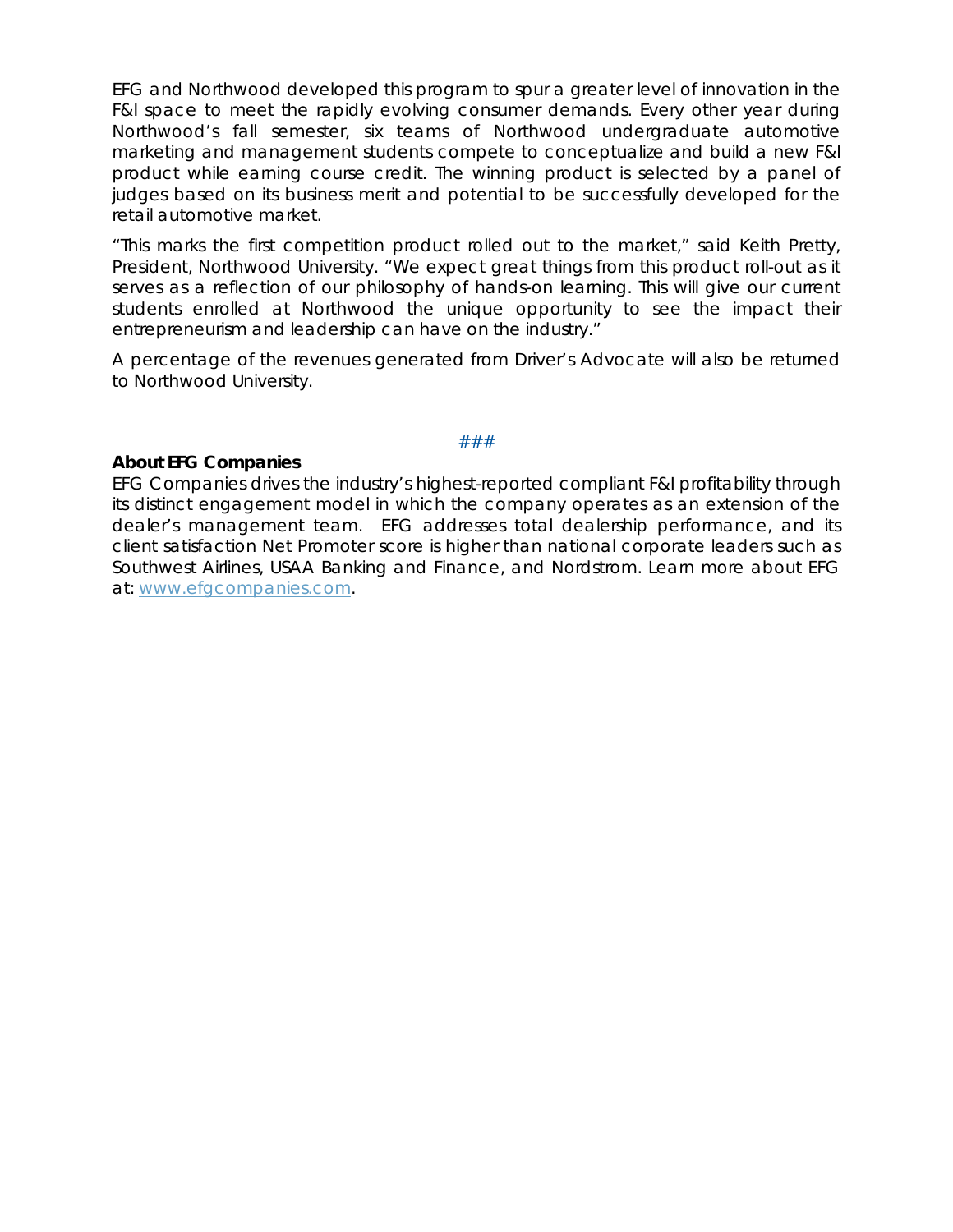EFG and Northwood developed this program to spur a greater level of innovation in the F&I space to meet the rapidly evolving consumer demands. Every other year during Northwood's fall semester, six teams of Northwood undergraduate automotive marketing and management students compete to conceptualize and build a new F&I product while earning course credit. The winning product is selected by a panel of judges based on its business merit and potential to be successfully developed for the retail automotive market.

"This marks the first competition product rolled out to the market," said Keith Pretty, President, Northwood University. "We expect great things from this product roll-out as it serves as a reflection of our philosophy of hands-on learning. This will give our current students enrolled at Northwood the unique opportunity to see the impact their entrepreneurism and leadership can have on the industry."

A percentage of the revenues generated from Driver's Advocate will also be returned to Northwood University.

###

**About EFG Companies**

EFG Companies drives the industry's highest-reported compliant F&I profitability through its distinct engagement model in which the company operates as an extension of the dealer's management team. EFG addresses total dealership performance, and its client satisfaction Net Promoter score is higher than national corporate leaders such as Southwest Airlines, USAA Banking and Finance, and Nordstrom. Learn more about EFG at: www.efgcompanies.com.